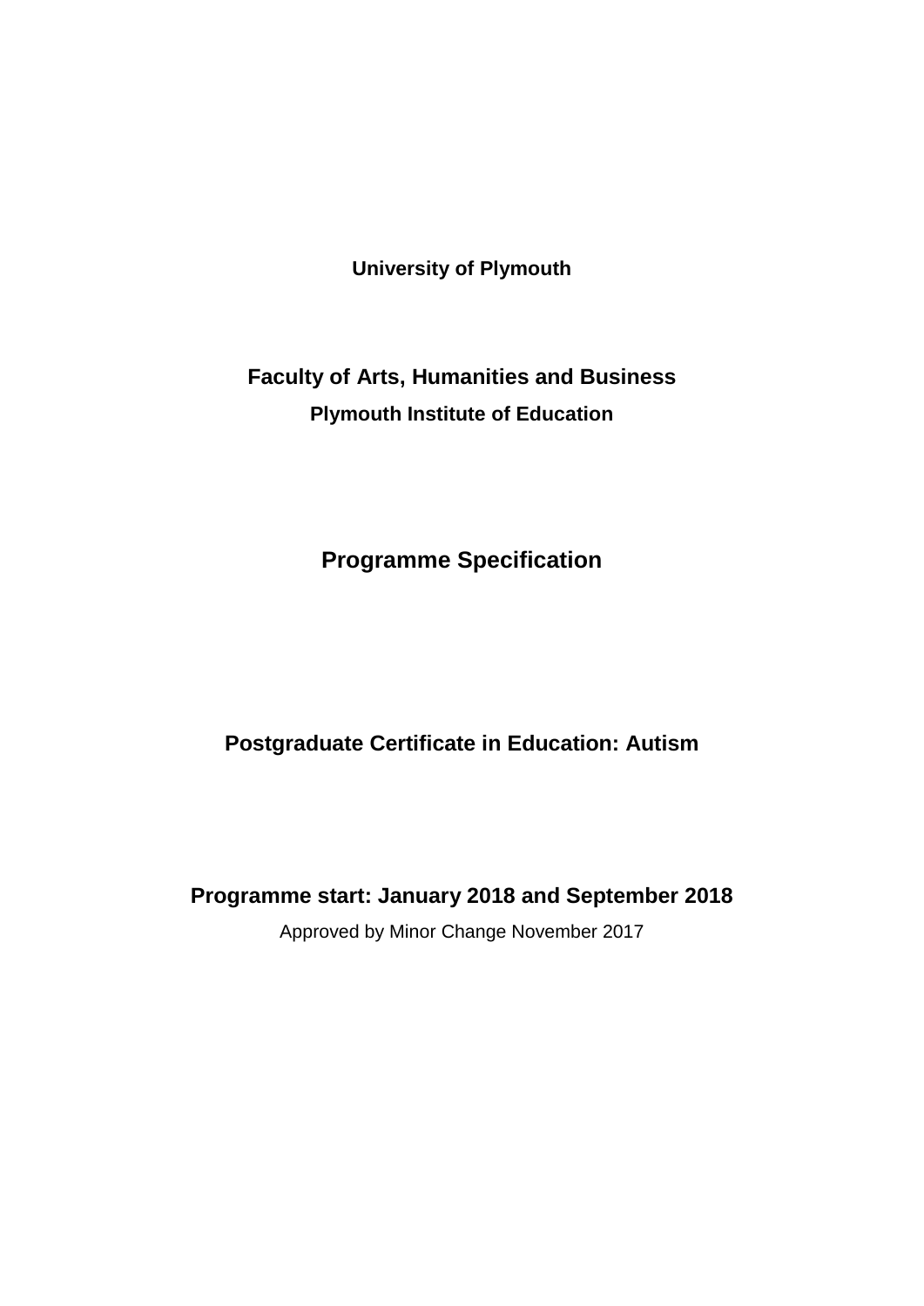**University of Plymouth**

**Faculty of Arts, Humanities and Business**

**Plymouth Institute of Education**

# Programme Specification

## Postgraduate Certificate in Education: Autism

**Programme start: January 2018 and September 2018**

Approved by Minor Change November 2017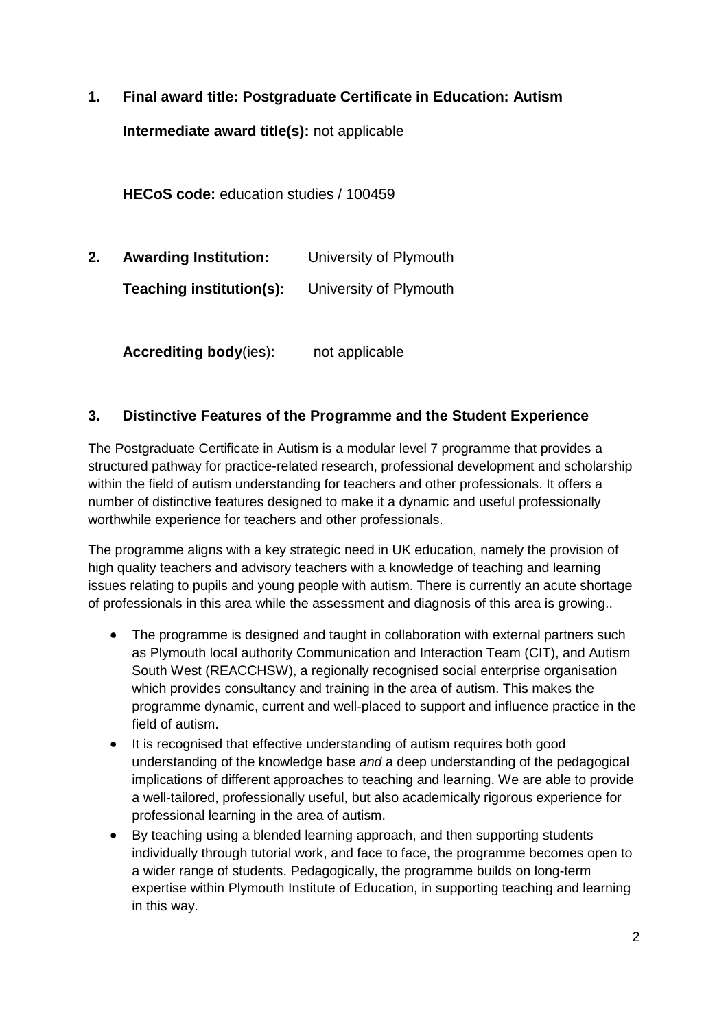## 1. Final award title: Postgraduate Certificate in Education: Autism

**Intermediate award title(s):** not applicable

**HECoS code:** education studies / 100459

## 2. Awarding Institution: University of Plymouth

**Teaching institution(s):** University of Plymouth

**Accrediting body**(ies): not applicable

## 3. Distinctive Features of the Programme and the Student Experience

The Postgraduate Certificate in Autism is a modular level 7 programme that provides a structured pathway for practice-related research, professional development and scholarship within the field of autism understanding for teachers and other professionals. It offers a number of distinctive features designed to make it a dynamic and useful professionally worthwhile experience for teachers and other professionals.

The programme aligns with a key strategic need in UK education, namely the provision of high quality teachers and advisory teachers with a knowledge of teaching and learning issues relating to pupils and young people with autism. There is currently an acute shortage of professionals in this area while the assessment and diagnosis of this area is growing..

- The programme is designed and taught in collaboration with external partners such as Plymouth local authority Communication and Interaction Team (CIT), and Autism South West (REACCHSW), a regionally recognised social enterprise organisation which provides consultancy and training in the area of autism. This makes the programme dynamic, current and well-placed to support and influence practice in the field of autism.
- It is recognised that effective understanding of autism requires both good understanding of the knowledge base *and* a deep understanding of the pedagogical implications of different approaches to teaching and learning. We are able to provide a well-tailored, professionally useful, but also academically rigorous experience for professional learning in the area of autism.
- By teaching using a blended learning approach, and then supporting students individually through tutorial work, and face to face, the programme becomes open to a wider range of students. Pedagogically, the programme builds on long-term expertise within Plymouth Institute of Education, in supporting teaching and learning in this way.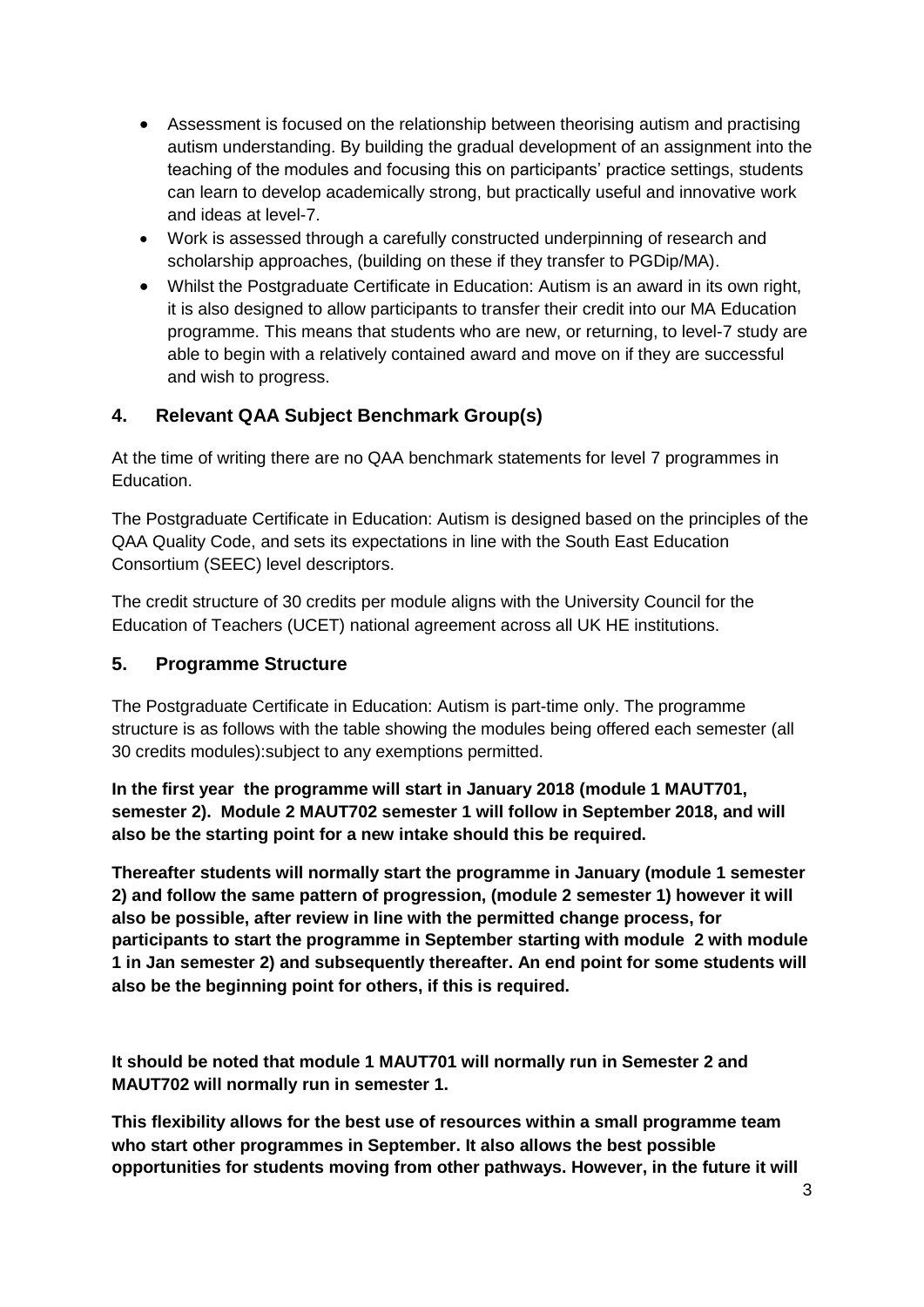- Assessment is focused on the relationship between theorising autism and practising autism understanding. By building the gradual development of an assignment into the teaching of the modules and focusing this on participants' practice settings, students can learn to develop academically strong, but practically useful and innovative work and ideas at level-7.
- Work is assessed through a carefully constructed underpinning of research and scholarship approaches, (building on these if they transfer to PGDip/MA).
- Whilst the Postgraduate Certificate in Education: Autism is an award in its own right, it is also designed to allow participants to transfer their credit into our MA Education programme. This means that students who are new, or returning, to level-7 study are able to begin with a relatively contained award and move on if they are successful and wish to progress.

## 4. Relevant QAA Subject Benchmark Group(s)

At the time of writing there are no QAA benchmark statements for level 7 programmes in Education.

The Postgraduate Certificate in Education: Autism is designed based on the principles of the QAA Quality Code, and sets its expectations in line with the South East Education Consortium (SEEC) level descriptors.

The credit structure of 30 credits per module aligns with the University Council for the Education of Teachers (UCET) national agreement across all UK HE institutions.

## 5. Programme Structure

The Postgraduate Certificate in Education: Autism is part-time only. The programme structure is as follows with the table showing the modules being offered each semester (all 30 credits modules):subject to any exemptions permitted.

**In the first year the programme will start in January 2018 (module 1 MAUT701, semester 2). Module 2 MAUT702 semester 1 will follow in September 2018, and will also be the starting point for a new intake should this be required.**

**Thereafter students will normally start the programme in January (module 1 semester 2) and follow the same pattern of progression, (module 2 semester 1) however it will also be possible, after review in line with the permitted change process, for participants to start the programme in September starting with module 2 with module 1 in Jan semester 2) and subsequently thereafter. An end point for some students will also be the beginning point for others, if this is required.**

**It should be noted that module 1 MAUT701 will normally run in Semester 2 and MAUT702 will normally run in semester 1.**

**This flexibility allows for the best use of resources within a small programme team who start other programmes in September. It also allows the best possible opportunities for students moving from other pathways. However, in the future it will**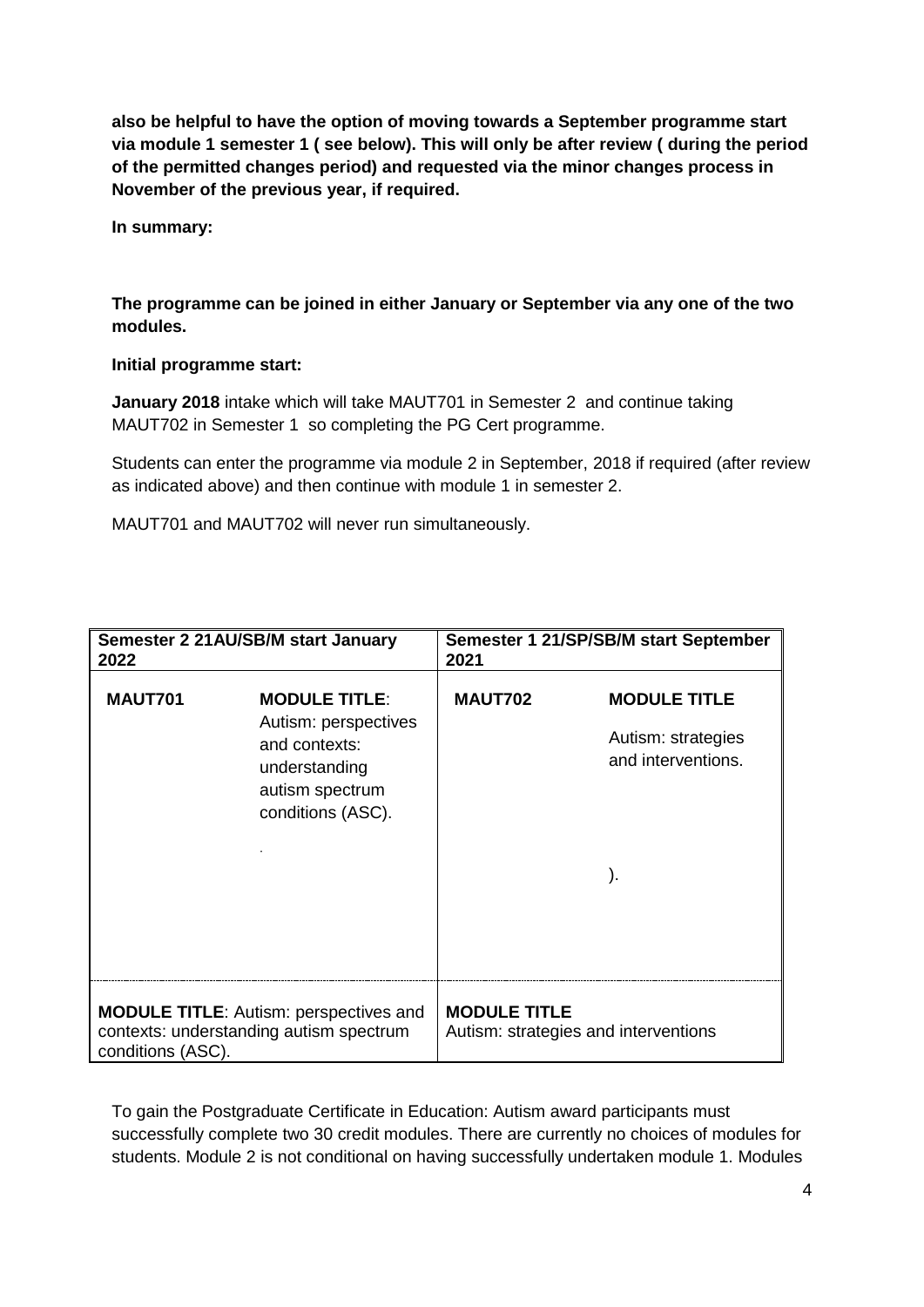**also be helpful to have the option of moving towards a September programme start via module 1 semester 1 ( see below). This will only be after review ( during the period of the permitted changes period) and requested via the minor changes process in November of the previous year, if required.**

**In summary:**

**The programme can be joined in either January or September via any one of the two modules.**

**Initial programme start:**

**January 2018** intake which will take MAUT701 in Semester 2 and continue taking MAUT702 in Semester 1 so completing the PG Cert programme.

Students can enter the programme via module 2 in September, 2018 if required (after review as indicated above) and then continue with module 1 in semester 2.

MAUT701 and MAUT702 will never run simultaneously.

| **Semester 2 21AU/SB/M start January 2022** | | **Semester 1 21/SP/SB/M start September 2021** | |
|---|---|---|---|
| **MAUT701** | **MODULE TITLE**: Autism: perspectives and contexts: understanding autism spectrum conditions (ASC). . | **MAUT702** | **MODULE TITLE** Autism: strategies and interventions. ). |
| **MODULE TITLE**: Autism: perspectives and contexts: understanding autism spectrum conditions (ASC). | | **MODULE TITLE** Autism: strategies and interventions | |

To gain the Postgraduate Certificate in Education: Autism award participants must successfully complete two 30 credit modules. There are currently no choices of modules for students. Module 2 is not conditional on having successfully undertaken module 1. Modules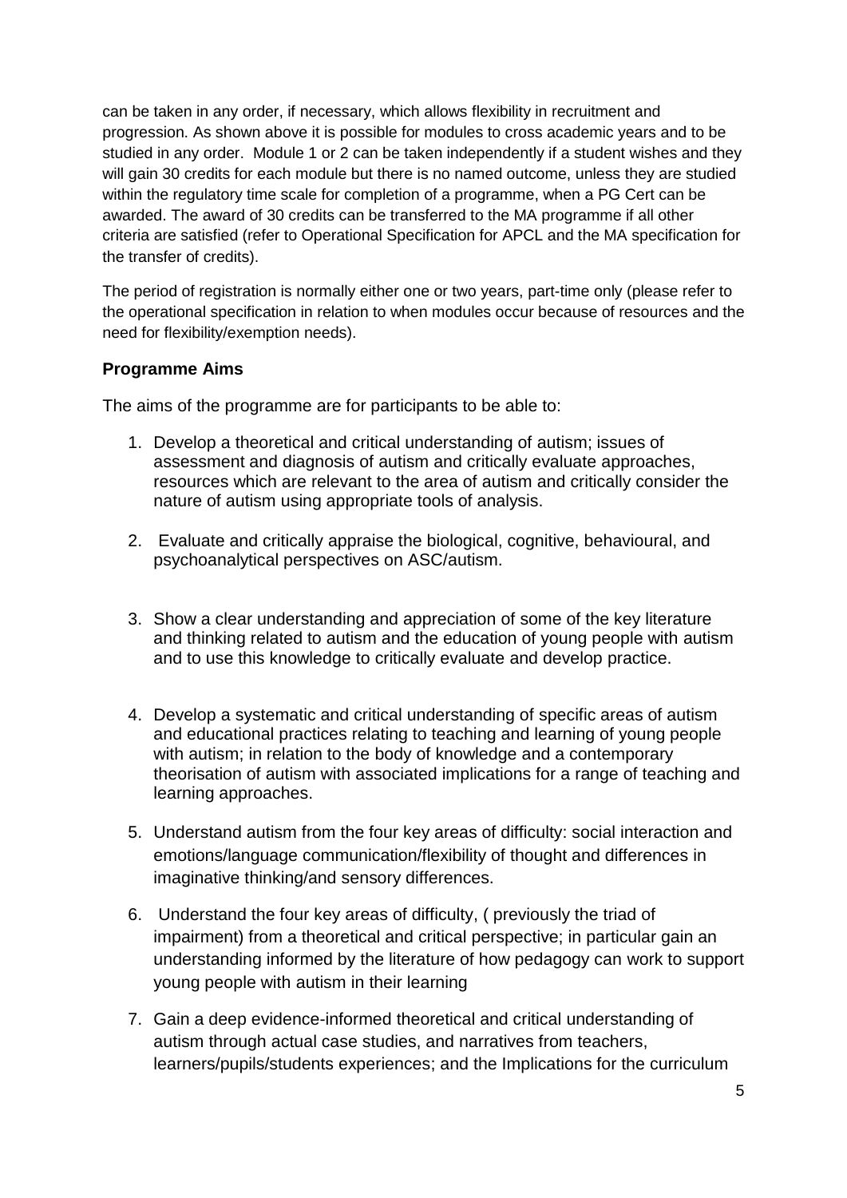can be taken in any order, if necessary, which allows flexibility in recruitment and progression. As shown above it is possible for modules to cross academic years and to be studied in any order. Module 1 or 2 can be taken independently if a student wishes and they will gain 30 credits for each module but there is no named outcome, unless they are studied within the regulatory time scale for completion of a programme, when a PG Cert can be awarded. The award of 30 credits can be transferred to the MA programme if all other criteria are satisfied (refer to Operational Specification for APCL and the MA specification for the transfer of credits).

The period of registration is normally either one or two years, part-time only (please refer to the operational specification in relation to when modules occur because of resources and the need for flexibility/exemption needs).

### Programme Aims

The aims of the programme are for participants to be able to:

1. Develop a theoretical and critical understanding of autism; issues of assessment and diagnosis of autism and critically evaluate approaches, resources which are relevant to the area of autism and critically consider the nature of autism using appropriate tools of analysis.

2. Evaluate and critically appraise the biological, cognitive, behavioural, and psychoanalytical perspectives on ASC/autism.

3. Show a clear understanding and appreciation of some of the key literature and thinking related to autism and the education of young people with autism and to use this knowledge to critically evaluate and develop practice.

4. Develop a systematic and critical understanding of specific areas of autism and educational practices relating to teaching and learning of young people with autism; in relation to the body of knowledge and a contemporary theorisation of autism with associated implications for a range of teaching and learning approaches.

5. Understand autism from the four key areas of difficulty: social interaction and emotions/language communication/flexibility of thought and differences in imaginative thinking/and sensory differences.

6. Understand the four key areas of difficulty, ( previously the triad of impairment) from a theoretical and critical perspective; in particular gain an understanding informed by the literature of how pedagogy can work to support young people with autism in their learning

7. Gain a deep evidence-informed theoretical and critical understanding of autism through actual case studies, and narratives from teachers, learners/pupils/students experiences; and the Implications for the curriculum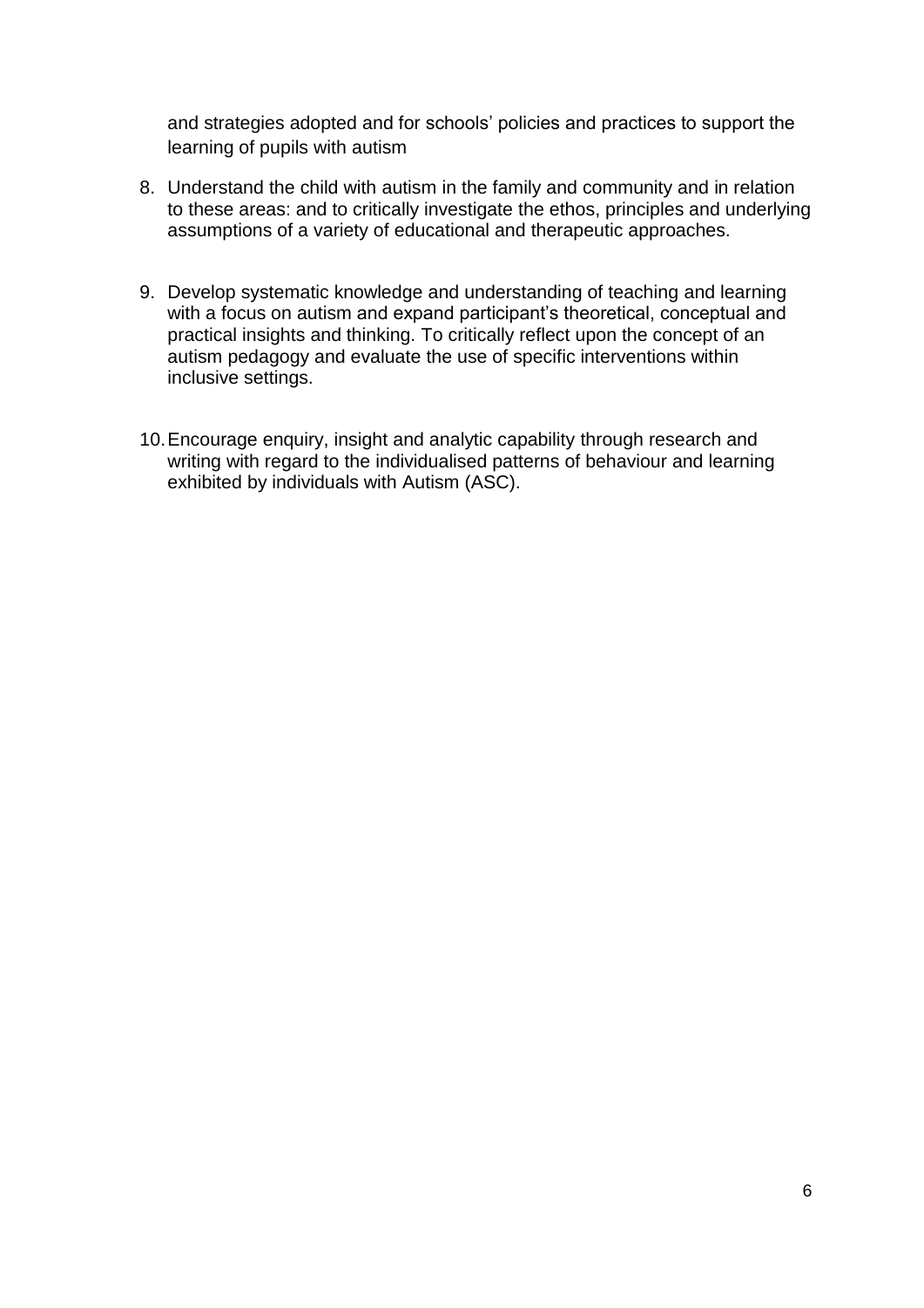and strategies adopted and for schools' policies and practices to support the learning of pupils with autism

8. Understand the child with autism in the family and community and in relation to these areas: and to critically investigate the ethos, principles and underlying assumptions of a variety of educational and therapeutic approaches.

9. Develop systematic knowledge and understanding of teaching and learning with a focus on autism and expand participant's theoretical, conceptual and practical insights and thinking. To critically reflect upon the concept of an autism pedagogy and evaluate the use of specific interventions within inclusive settings.

10. Encourage enquiry, insight and analytic capability through research and writing with regard to the individualised patterns of behaviour and learning exhibited by individuals with Autism (ASC).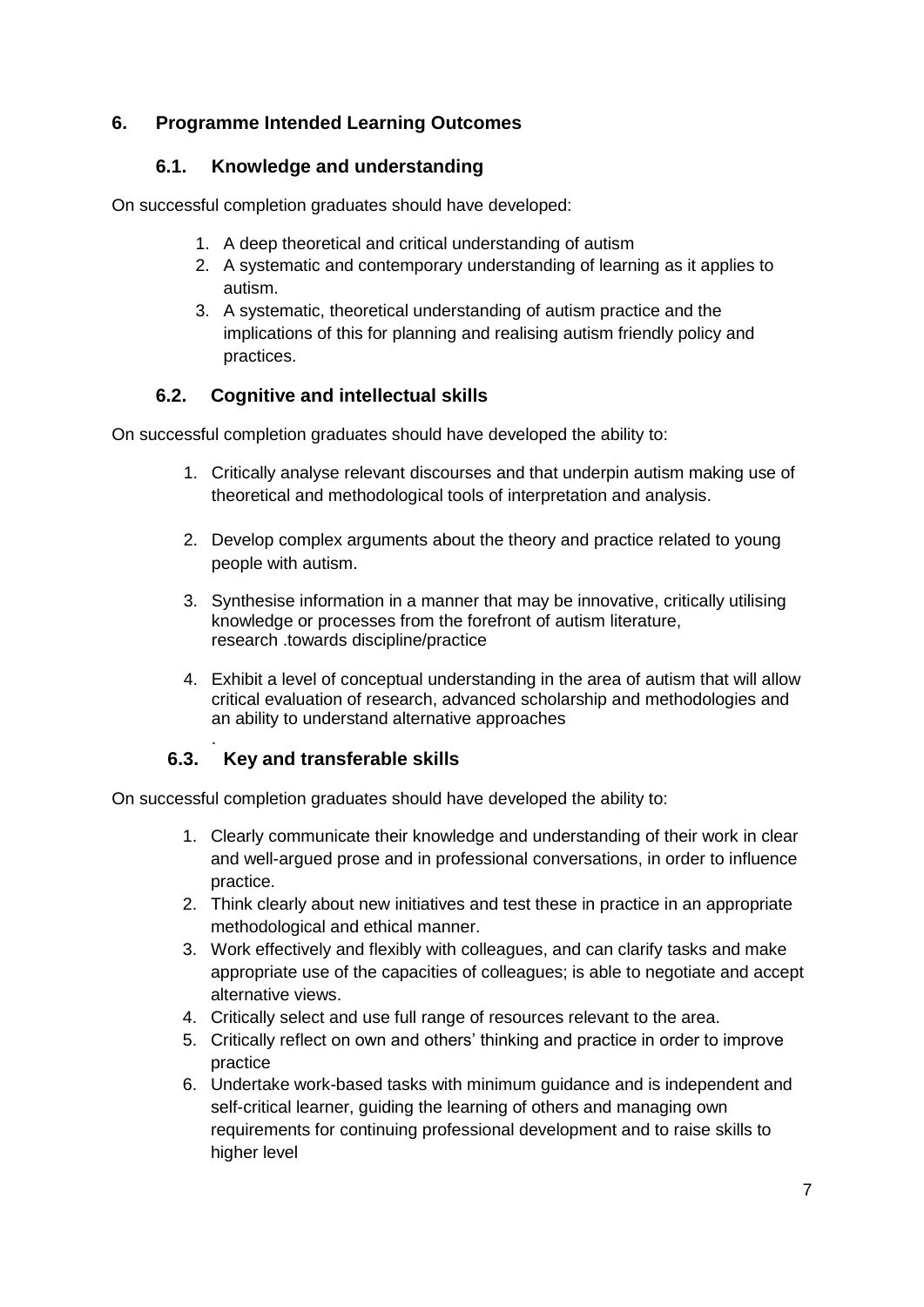## 6. Programme Intended Learning Outcomes

### 6.1. Knowledge and understanding

On successful completion graduates should have developed:

1. A deep theoretical and critical understanding of autism
2. A systematic and contemporary understanding of learning as it applies to autism.
3. A systematic, theoretical understanding of autism practice and the implications of this for planning and realising autism friendly policy and practices.

### 6.2. Cognitive and intellectual skills

On successful completion graduates should have developed the ability to:

1. Critically analyse relevant discourses and that underpin autism making use of theoretical and methodological tools of interpretation and analysis.
2. Develop complex arguments about the theory and practice related to young people with autism.
3. Synthesise information in a manner that may be innovative, critically utilising knowledge or processes from the forefront of autism literature, research .towards discipline/practice
4. Exhibit a level of conceptual understanding in the area of autism that will allow critical evaluation of research, advanced scholarship and methodologies and an ability to understand alternative approaches

.

### 6.3. Key and transferable skills

On successful completion graduates should have developed the ability to:

1. Clearly communicate their knowledge and understanding of their work in clear and well-argued prose and in professional conversations, in order to influence practice.
2. Think clearly about new initiatives and test these in practice in an appropriate methodological and ethical manner.
3. Work effectively and flexibly with colleagues, and can clarify tasks and make appropriate use of the capacities of colleagues; is able to negotiate and accept alternative views.
4. Critically select and use full range of resources relevant to the area.
5. Critically reflect on own and others' thinking and practice in order to improve practice
6. Undertake work-based tasks with minimum guidance and is independent and self-critical learner, guiding the learning of others and managing own requirements for continuing professional development and to raise skills to higher level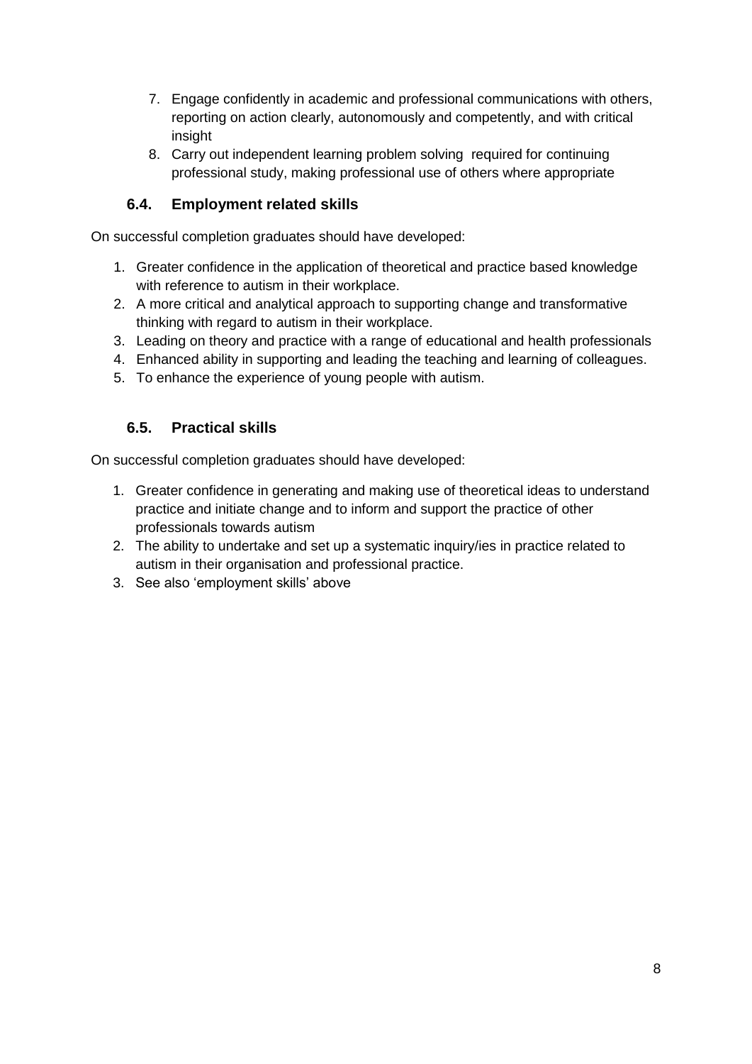7. Engage confidently in academic and professional communications with others, reporting on action clearly, autonomously and competently, and with critical insight
8. Carry out independent learning problem solving  required for continuing professional study, making professional use of others where appropriate

### 6.4. Employment related skills

On successful completion graduates should have developed:

1. Greater confidence in the application of theoretical and practice based knowledge with reference to autism in their workplace.
2. A more critical and analytical approach to supporting change and transformative thinking with regard to autism in their workplace.
3. Leading on theory and practice with a range of educational and health professionals
4. Enhanced ability in supporting and leading the teaching and learning of colleagues.
5. To enhance the experience of young people with autism.

### 6.5. Practical skills

On successful completion graduates should have developed:

1. Greater confidence in generating and making use of theoretical ideas to understand practice and initiate change and to inform and support the practice of other professionals towards autism
2. The ability to undertake and set up a systematic inquiry/ies in practice related to autism in their organisation and professional practice.
3. See also 'employment skills' above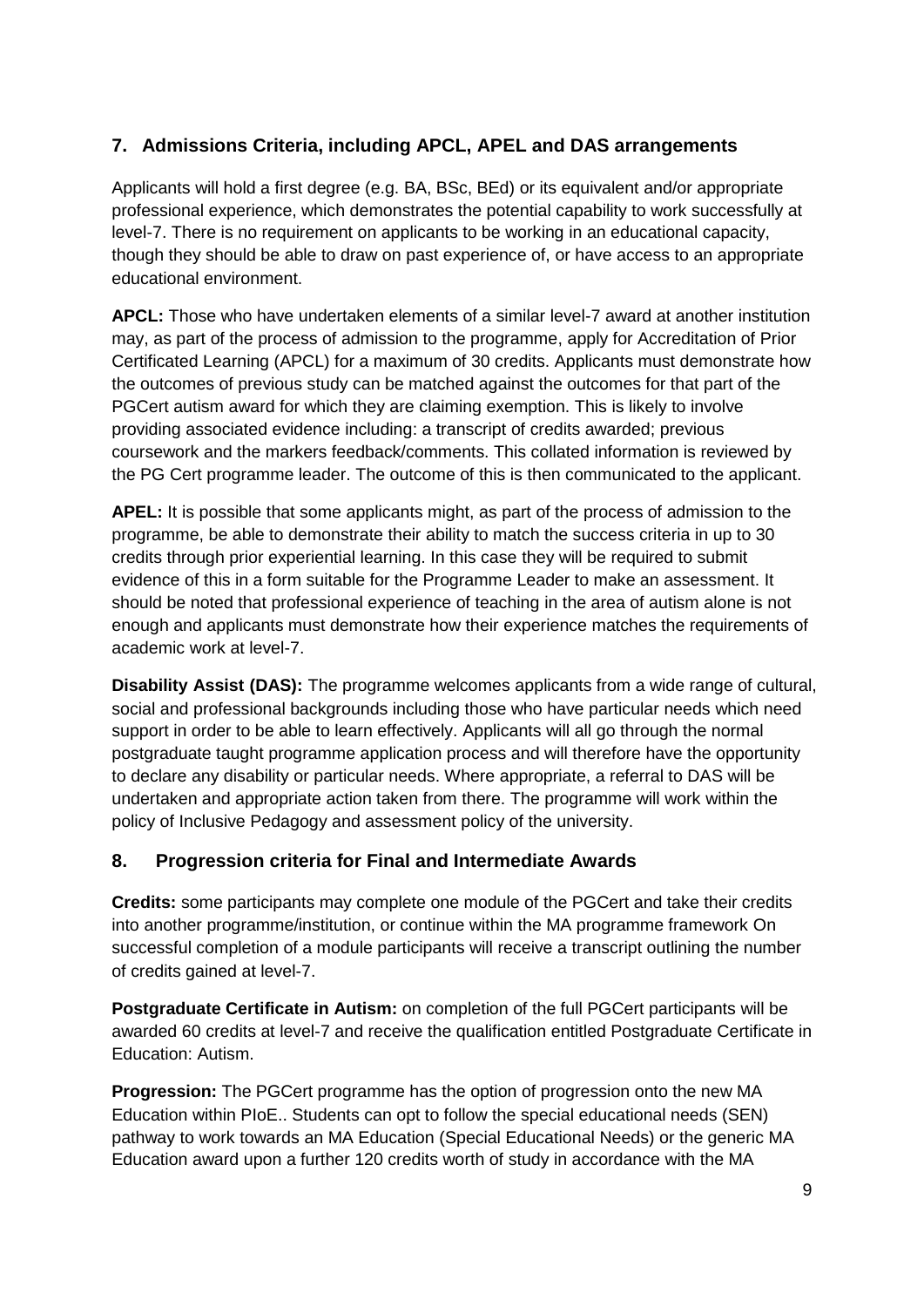## 7. Admissions Criteria, including APCL, APEL and DAS arrangements

Applicants will hold a first degree (e.g. BA, BSc, BEd) or its equivalent and/or appropriate professional experience, which demonstrates the potential capability to work successfully at level-7. There is no requirement on applicants to be working in an educational capacity, though they should be able to draw on past experience of, or have access to an appropriate educational environment.

**APCL:** Those who have undertaken elements of a similar level-7 award at another institution may, as part of the process of admission to the programme, apply for Accreditation of Prior Certificated Learning (APCL) for a maximum of 30 credits. Applicants must demonstrate how the outcomes of previous study can be matched against the outcomes for that part of the PGCert autism award for which they are claiming exemption. This is likely to involve providing associated evidence including: a transcript of credits awarded; previous coursework and the markers feedback/comments. This collated information is reviewed by the PG Cert programme leader. The outcome of this is then communicated to the applicant.

**APEL:** It is possible that some applicants might, as part of the process of admission to the programme, be able to demonstrate their ability to match the success criteria in up to 30 credits through prior experiential learning. In this case they will be required to submit evidence of this in a form suitable for the Programme Leader to make an assessment. It should be noted that professional experience of teaching in the area of autism alone is not enough and applicants must demonstrate how their experience matches the requirements of academic work at level-7.

**Disability Assist (DAS):** The programme welcomes applicants from a wide range of cultural, social and professional backgrounds including those who have particular needs which need support in order to be able to learn effectively. Applicants will all go through the normal postgraduate taught programme application process and will therefore have the opportunity to declare any disability or particular needs. Where appropriate, a referral to DAS will be undertaken and appropriate action taken from there. The programme will work within the policy of Inclusive Pedagogy and assessment policy of the university.

## 8. Progression criteria for Final and Intermediate Awards

**Credits:** some participants may complete one module of the PGCert and take their credits into another programme/institution, or continue within the MA programme framework On successful completion of a module participants will receive a transcript outlining the number of credits gained at level-7.

**Postgraduate Certificate in Autism:** on completion of the full PGCert participants will be awarded 60 credits at level-7 and receive the qualification entitled Postgraduate Certificate in Education: Autism.

**Progression:** The PGCert programme has the option of progression onto the new MA Education within PIoE.. Students can opt to follow the special educational needs (SEN) pathway to work towards an MA Education (Special Educational Needs) or the generic MA Education award upon a further 120 credits worth of study in accordance with the MA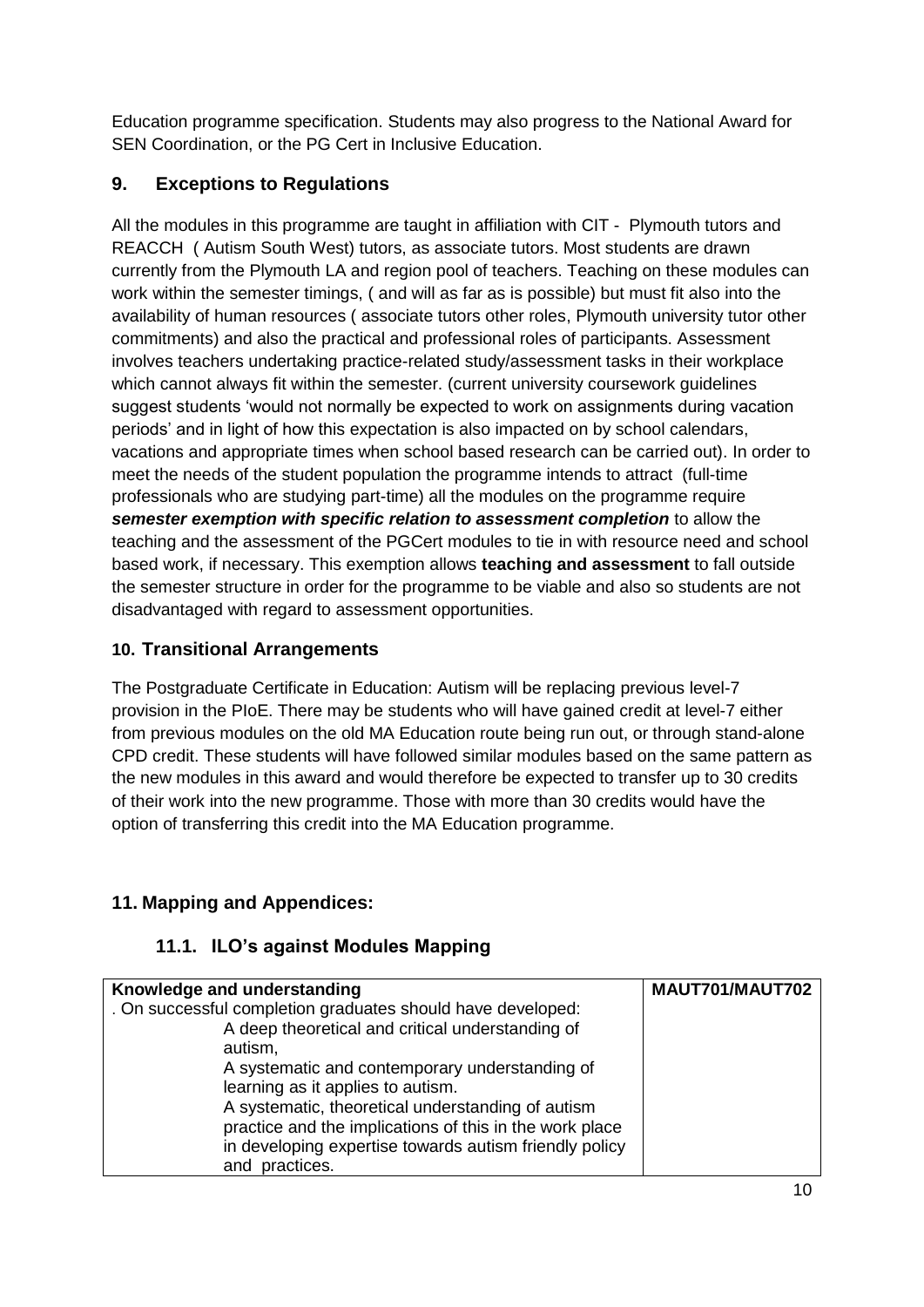Education programme specification. Students may also progress to the National Award for SEN Coordination, or the PG Cert in Inclusive Education.

## 9. Exceptions to Regulations

All the modules in this programme are taught in affiliation with CIT - Plymouth tutors and REACCH ( Autism South West) tutors, as associate tutors. Most students are drawn currently from the Plymouth LA and region pool of teachers. Teaching on these modules can work within the semester timings, ( and will as far as is possible) but must fit also into the availability of human resources ( associate tutors other roles, Plymouth university tutor other commitments) and also the practical and professional roles of participants. Assessment involves teachers undertaking practice-related study/assessment tasks in their workplace which cannot always fit within the semester. (current university coursework guidelines suggest students 'would not normally be expected to work on assignments during vacation periods' and in light of how this expectation is also impacted on by school calendars, vacations and appropriate times when school based research can be carried out). In order to meet the needs of the student population the programme intends to attract (full-time professionals who are studying part-time) all the modules on the programme require ***semester exemption with specific relation to assessment completion*** to allow the teaching and the assessment of the PGCert modules to tie in with resource need and school based work, if necessary. This exemption allows **teaching and assessment** to fall outside the semester structure in order for the programme to be viable and also so students are not disadvantaged with regard to assessment opportunities.

## 10. Transitional Arrangements

The Postgraduate Certificate in Education: Autism will be replacing previous level-7 provision in the PIoE. There may be students who will have gained credit at level-7 either from previous modules on the old MA Education route being run out, or through stand-alone CPD credit. These students will have followed similar modules based on the same pattern as the new modules in this award and would therefore be expected to transfer up to 30 credits of their work into the new programme. Those with more than 30 credits would have the option of transferring this credit into the MA Education programme.

## 11. Mapping and Appendices:

### 11.1. ILO's against Modules Mapping

| **Knowledge and understanding** | **MAUT701/MAUT702** |
|---|---|
| . On successful completion graduates should have developed:<br>A deep theoretical and critical understanding of autism,<br>A systematic and contemporary understanding of learning as it applies to autism.<br>A systematic, theoretical understanding of autism practice and the implications of this in the work place in developing expertise towards autism friendly policy and practices. | |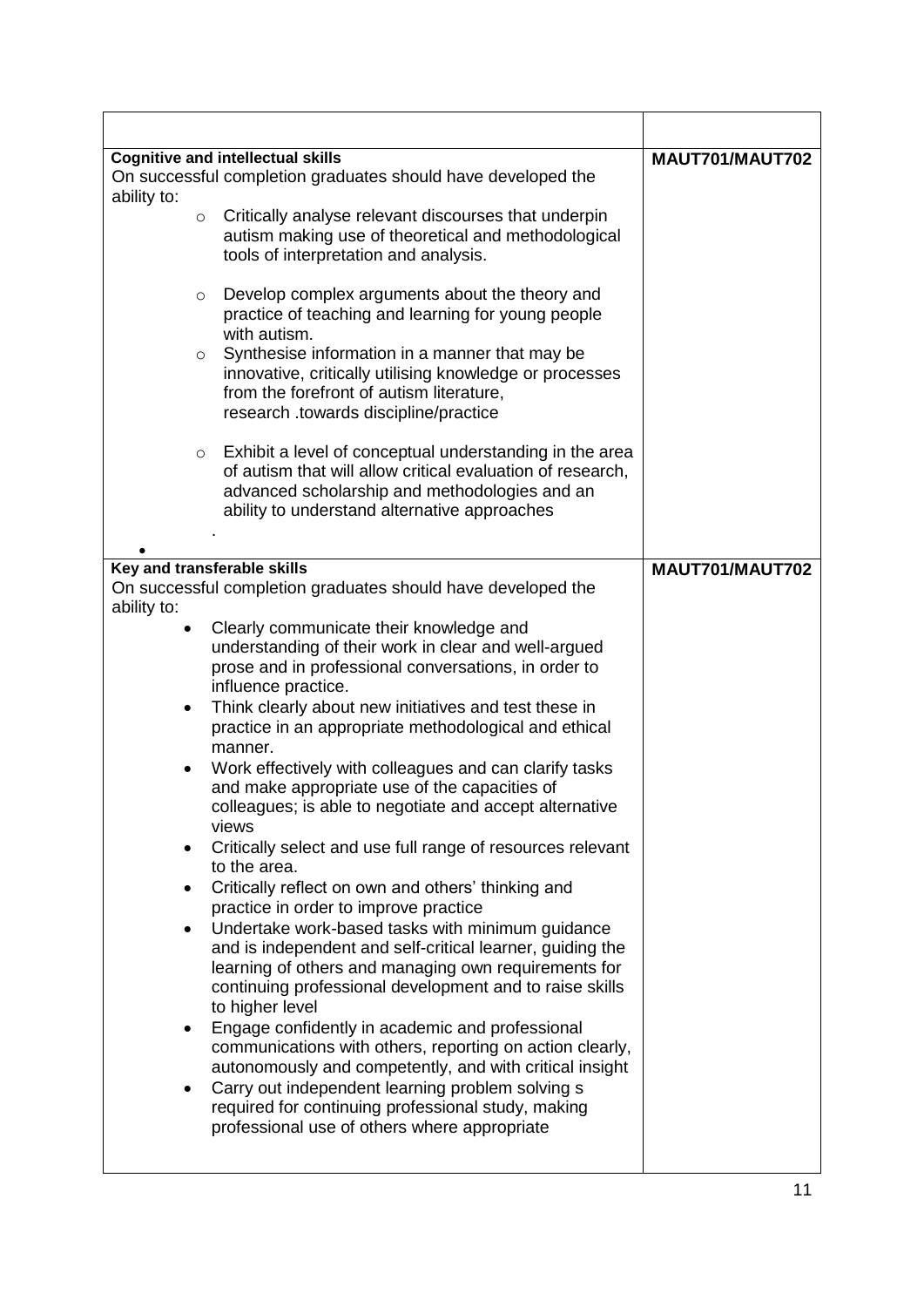| | |
|---|---|
| **Cognitive and intellectual skills**<br>On successful completion graduates should have developed the ability to:<br>o Critically analyse relevant discourses that underpin autism making use of theoretical and methodological tools of interpretation and analysis.<br>o Develop complex arguments about the theory and practice of teaching and learning for young people with autism.<br>o Synthesise information in a manner that may be innovative, critically utilising knowledge or processes from the forefront of autism literature, research .towards discipline/practice<br>o Exhibit a level of conceptual understanding in the area of autism that will allow critical evaluation of research, advanced scholarship and methodologies and an ability to understand alternative approaches<br>. | **MAUT701/MAUT702** |
| **Key and transferable skills**<br>On successful completion graduates should have developed the ability to:<br>• Clearly communicate their knowledge and understanding of their work in clear and well-argued prose and in professional conversations, in order to influence practice.<br>• Think clearly about new initiatives and test these in practice in an appropriate methodological and ethical manner.<br>• Work effectively with colleagues and can clarify tasks and make appropriate use of the capacities of colleagues; is able to negotiate and accept alternative views<br>• Critically select and use full range of resources relevant to the area.<br>• Critically reflect on own and others' thinking and practice in order to improve practice<br>• Undertake work-based tasks with minimum guidance and is independent and self-critical learner, guiding the learning of others and managing own requirements for continuing professional development and to raise skills to higher level<br>• Engage confidently in academic and professional communications with others, reporting on action clearly, autonomously and competently, and with critical insight<br>• Carry out independent learning problem solving s required for continuing professional study, making professional use of others where appropriate | **MAUT701/MAUT702** |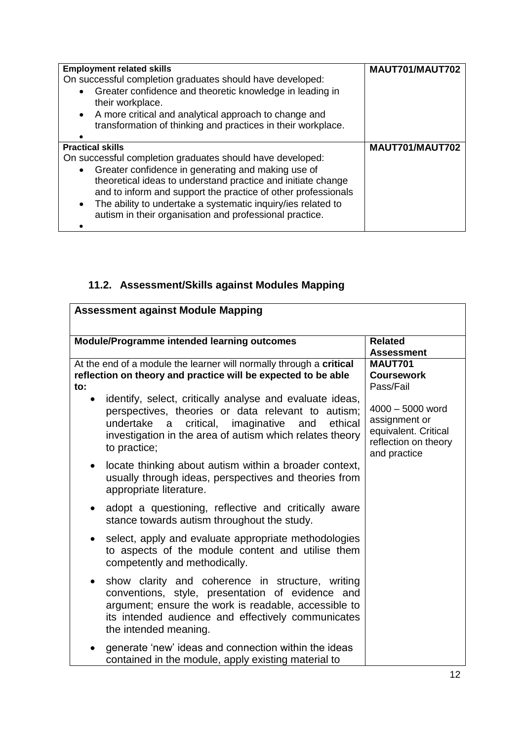| Employment related skills<br>On successful completion graduates should have developed:<br>• Greater confidence and theoretic knowledge in leading in their workplace.<br>• A more critical and analytical approach to change and transformation of thinking and practices in their workplace.<br>• | **MAUT701/MAUT702** |
|---|---|
| **Practical skills**<br>On successful completion graduates should have developed:<br>• Greater confidence in generating and making use of theoretical ideas to understand practice and initiate change and to inform and support the practice of other professionals<br>• The ability to undertake a systematic inquiry/ies related to autism in their organisation and professional practice.<br>• | **MAUT701/MAUT702** |

## 11.2. Assessment/Skills against Modules Mapping

| **Assessment against Module Mapping** | |
|---|---|
| **Module/Programme intended learning outcomes** | **Related Assessment** |
| At the end of a module the learner will normally through a **critical reflection on theory and practice will be expected to be able to:**<br>• identify, select, critically analyse and evaluate ideas, perspectives, theories or data relevant to autism; undertake a critical, imaginative and ethical investigation in the area of autism which relates theory to practice;<br>• locate thinking about autism within a broader context, usually through ideas, perspectives and theories from appropriate literature.<br>• adopt a questioning, reflective and critically aware stance towards autism throughout the study.<br>• select, apply and evaluate appropriate methodologies to aspects of the module content and utilise them competently and methodically.<br>• show clarity and coherence in structure, writing conventions, style, presentation of evidence and argument; ensure the work is readable, accessible to its intended audience and effectively communicates the intended meaning.<br>• generate 'new' ideas and connection within the ideas contained in the module, apply existing material to | **MAUT701**<br>**Coursework**<br>Pass/Fail<br><br>4000 – 5000 word assignment or equivalent. Critical reflection on theory and practice |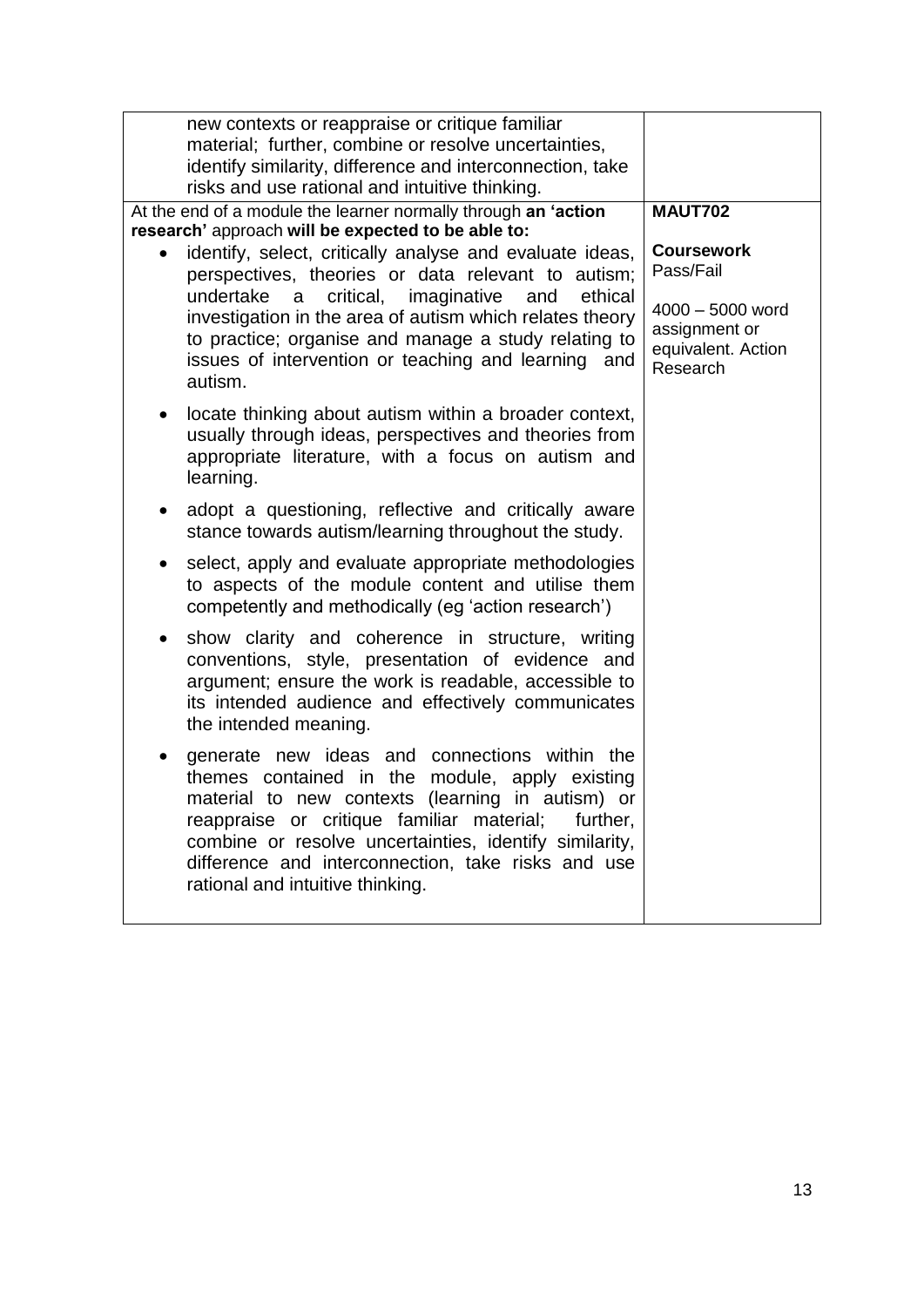| | |
|---|---|
| new contexts or reappraise or critique familiar material; further, combine or resolve uncertainties, identify similarity, difference and interconnection, take risks and use rational and intuitive thinking. | |
| At the end of a module the learner normally through **an 'action research'** approach **will be expected to be able to:**<br>• identify, select, critically analyse and evaluate ideas, perspectives, theories or data relevant to autism; undertake a critical, imaginative and ethical investigation in the area of autism which relates theory to practice; organise and manage a study relating to issues of intervention or teaching and learning and autism.<br>• locate thinking about autism within a broader context, usually through ideas, perspectives and theories from appropriate literature, with a focus on autism and learning.<br>• adopt a questioning, reflective and critically aware stance towards autism/learning throughout the study.<br>• select, apply and evaluate appropriate methodologies to aspects of the module content and utilise them competently and methodically (eg 'action research')<br>• show clarity and coherence in structure, writing conventions, style, presentation of evidence and argument; ensure the work is readable, accessible to its intended audience and effectively communicates the intended meaning.<br>• generate new ideas and connections within the themes contained in the module, apply existing material to new contexts (learning in autism) or reappraise or critique familiar material; further, combine or resolve uncertainties, identify similarity, difference and interconnection, take risks and use rational and intuitive thinking. | **MAUT702**<br><br>**Coursework**<br>Pass/Fail<br><br>4000 – 5000 word assignment or equivalent. Action Research |